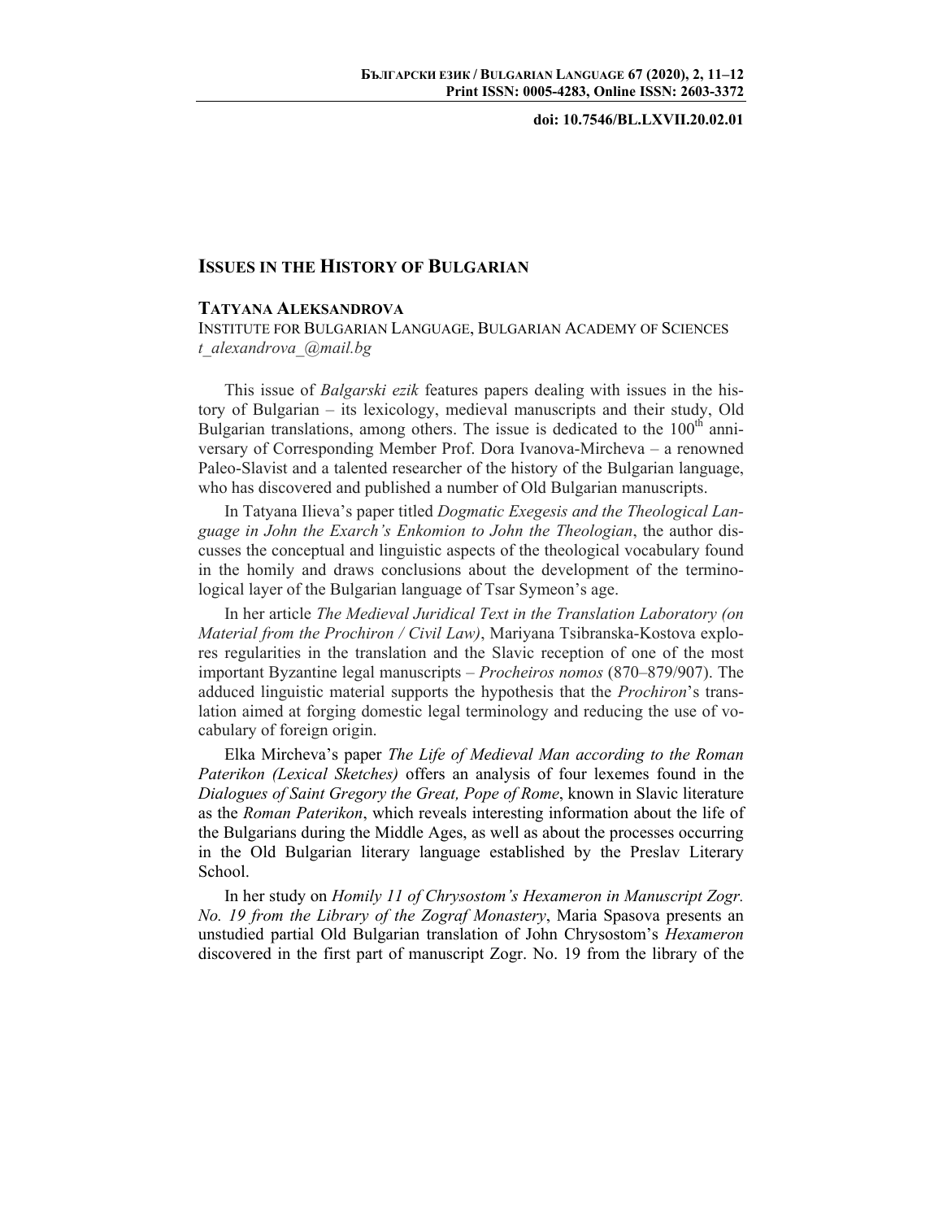doi: 10.7546/BL.LXVII.20.02.01

## ISSUES IN THE HISTORY OF BULGARIAN

**TATYANA ALEKSANDROVA**
INSTITUTE FOR BULGARIAN LANGUAGE, BULGARIAN ACADEMY OF SCIENCES
*t_alexandrova_@mail.bg*

This issue of *Balgarski ezik* features papers dealing with issues in the history of Bulgarian – its lexicology, medieval manuscripts and their study, Old Bulgarian translations, among others. The issue is dedicated to the 100th anniversary of Corresponding Member Prof. Dora Ivanova-Mircheva – a renowned Paleo-Slavist and a talented researcher of the history of the Bulgarian language, who has discovered and published a number of Old Bulgarian manuscripts.

In Tatyana Ilieva's paper titled *Dogmatic Exegesis and the Theological Language in John the Exarch's Enkomion to John the Theologian*, the author discusses the conceptual and linguistic aspects of the theological vocabulary found in the homily and draws conclusions about the development of the terminological layer of the Bulgarian language of Tsar Symeon's age.

In her article *The Medieval Juridical Text in the Translation Laboratory (on Material from the Prochiron / Civil Law)*, Mariyana Tsibranska-Kostova explores regularities in the translation and the Slavic reception of one of the most important Byzantine legal manuscripts – *Procheiros nomos* (870–879/907). The adduced linguistic material supports the hypothesis that the *Prochiron*'s translation aimed at forging domestic legal terminology and reducing the use of vocabulary of foreign origin.

Elka Mircheva's paper *The Life of Medieval Man according to the Roman Paterikon (Lexical Sketches)* offers an analysis of four lexemes found in the *Dialogues of Saint Gregory the Great, Pope of Rome*, known in Slavic literature as the *Roman Paterikon*, which reveals interesting information about the life of the Bulgarians during the Middle Ages, as well as about the processes occurring in the Old Bulgarian literary language established by the Preslav Literary School.

In her study on *Homily 11 of Chrysostom's Hexameron in Manuscript Zogr. No. 19 from the Library of the Zograf Monastery*, Maria Spasova presents an unstudied partial Old Bulgarian translation of John Chrysostom's *Hexameron* discovered in the first part of manuscript Zogr. No. 19 from the library of the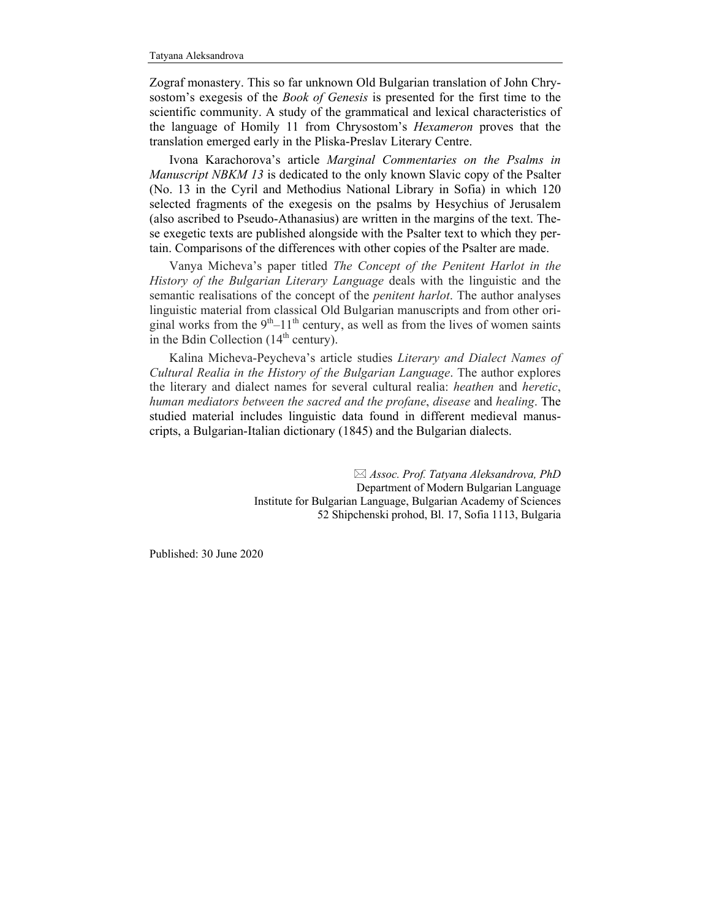Zograf monastery. This so far unknown Old Bulgarian translation of John Chrysostom's exegesis of the *Book of Genesis* is presented for the first time to the scientific community. A study of the grammatical and lexical characteristics of the language of Homily 11 from Chrysostom's *Hexameron* proves that the translation emerged early in the Pliska-Preslav Literary Centre.

Ivona Karachorova's article *Marginal Commentaries on the Psalms in Manuscript NBKM 13* is dedicated to the only known Slavic copy of the Psalter (No. 13 in the Cyril and Methodius National Library in Sofia) in which 120 selected fragments of the exegesis on the psalms by Hesychius of Jerusalem (also ascribed to Pseudo-Athanasius) are written in the margins of the text. These exegetic texts are published alongside with the Psalter text to which they pertain. Comparisons of the differences with other copies of the Psalter are made.

Vanya Micheva's paper titled *The Concept of the Penitent Harlot in the History of the Bulgarian Literary Language* deals with the linguistic and the semantic realisations of the concept of the *penitent harlot*. The author analyses linguistic material from classical Old Bulgarian manuscripts and from other original works from the 9th–11th century, as well as from the lives of women saints in the Bdin Collection (14th century).

Kalina Micheva-Peycheva's article studies *Literary and Dialect Names of Cultural Realia in the History of the Bulgarian Language*. The author explores the literary and dialect names for several cultural realia: *heathen* and *heretic*, *human mediators between the sacred and the profane*, *disease* and *healing*. The studied material includes linguistic data found in different medieval manuscripts, a Bulgarian-Italian dictionary (1845) and the Bulgarian dialects.

✉ *Assoc. Prof. Tatyana Aleksandrova, PhD*
Department of Modern Bulgarian Language
Institute for Bulgarian Language, Bulgarian Academy of Sciences
52 Shipchenski prohod, Bl. 17, Sofia 1113, Bulgaria

Published: 30 June 2020